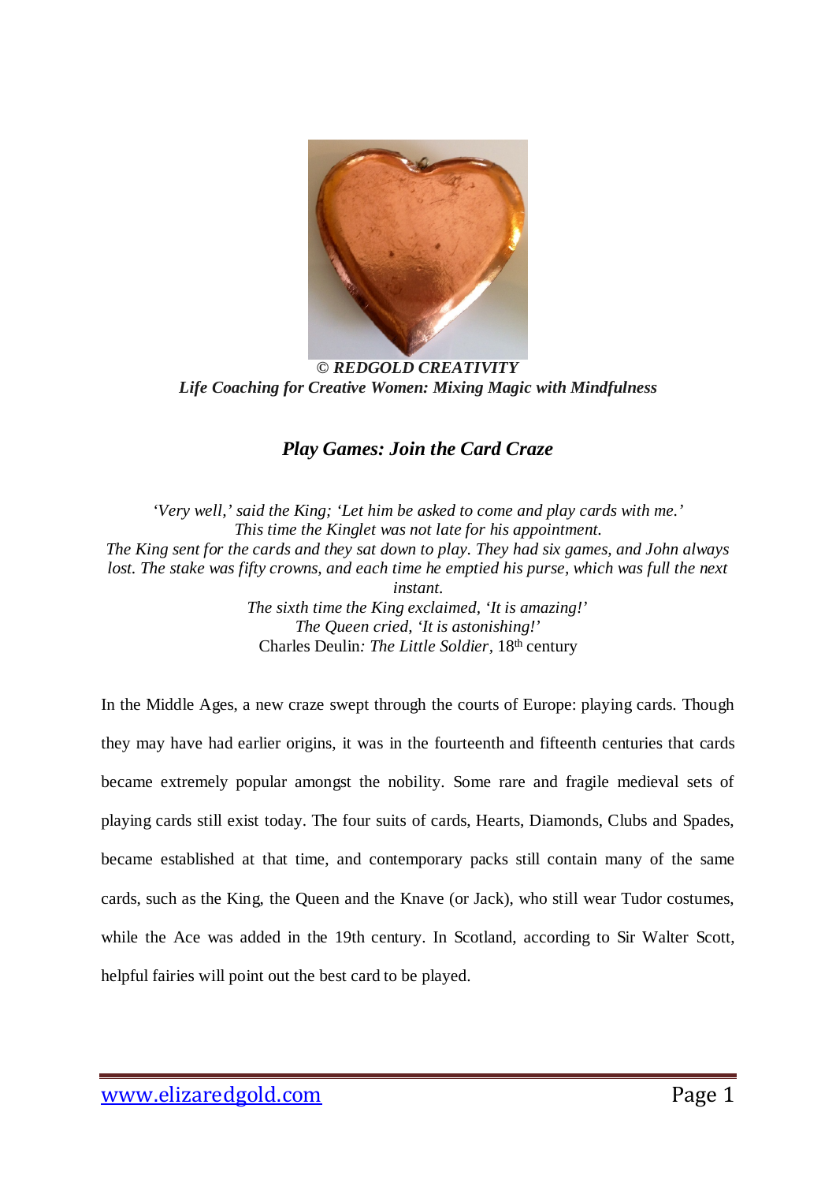*© **REDGOLD CREATIVITY***
***Life Coaching for Creative Women: Mixing Magic with Mindfulness***

## *Play Games: Join the Card Craze*

*'Very well,' said the King; 'Let him be asked to come and play cards with me.'*
*This time the Kinglet was not late for his appointment.*
*The King sent for the cards and they sat down to play. They had six games, and John always lost. The stake was fifty crowns, and each time he emptied his purse, which was full the next instant.*
*The sixth time the King exclaimed, 'It is amazing!'*
*The Queen cried, 'It is astonishing!'*
Charles Deulin*: The Little Soldier*, 18th century

In the Middle Ages, a new craze swept through the courts of Europe: playing cards. Though they may have had earlier origins, it was in the fourteenth and fifteenth centuries that cards became extremely popular amongst the nobility. Some rare and fragile medieval sets of playing cards still exist today. The four suits of cards, Hearts, Diamonds, Clubs and Spades, became established at that time, and contemporary packs still contain many of the same cards, such as the King, the Queen and the Knave (or Jack), who still wear Tudor costumes, while the Ace was added in the 19th century. In Scotland, according to Sir Walter Scott, helpful fairies will point out the best card to be played.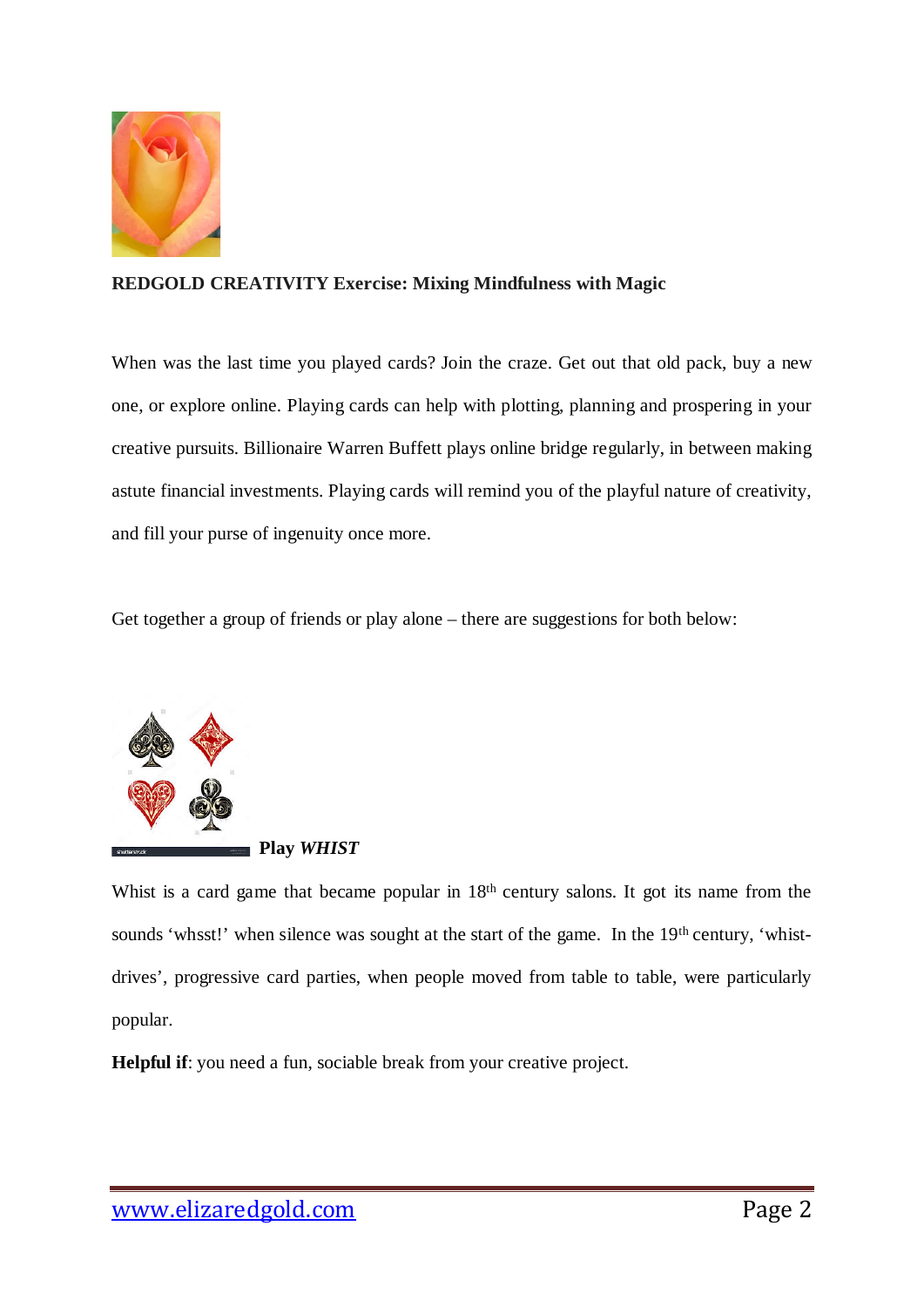**REDGOLD CREATIVITY Exercise: Mixing Mindfulness with Magic**

When was the last time you played cards? Join the craze. Get out that old pack, buy a new one, or explore online. Playing cards can help with plotting, planning and prospering in your creative pursuits. Billionaire Warren Buffett plays online bridge regularly, in between making astute financial investments. Playing cards will remind you of the playful nature of creativity, and fill your purse of ingenuity once more.

Get together a group of friends or play alone – there are suggestions for both below:

**Play *WHIST***

Whist is a card game that became popular in 18th century salons. It got its name from the sounds 'whsst!' when silence was sought at the start of the game. In the 19th century, 'whist-drives', progressive card parties, when people moved from table to table, were particularly popular.

**Helpful if**: you need a fun, sociable break from your creative project.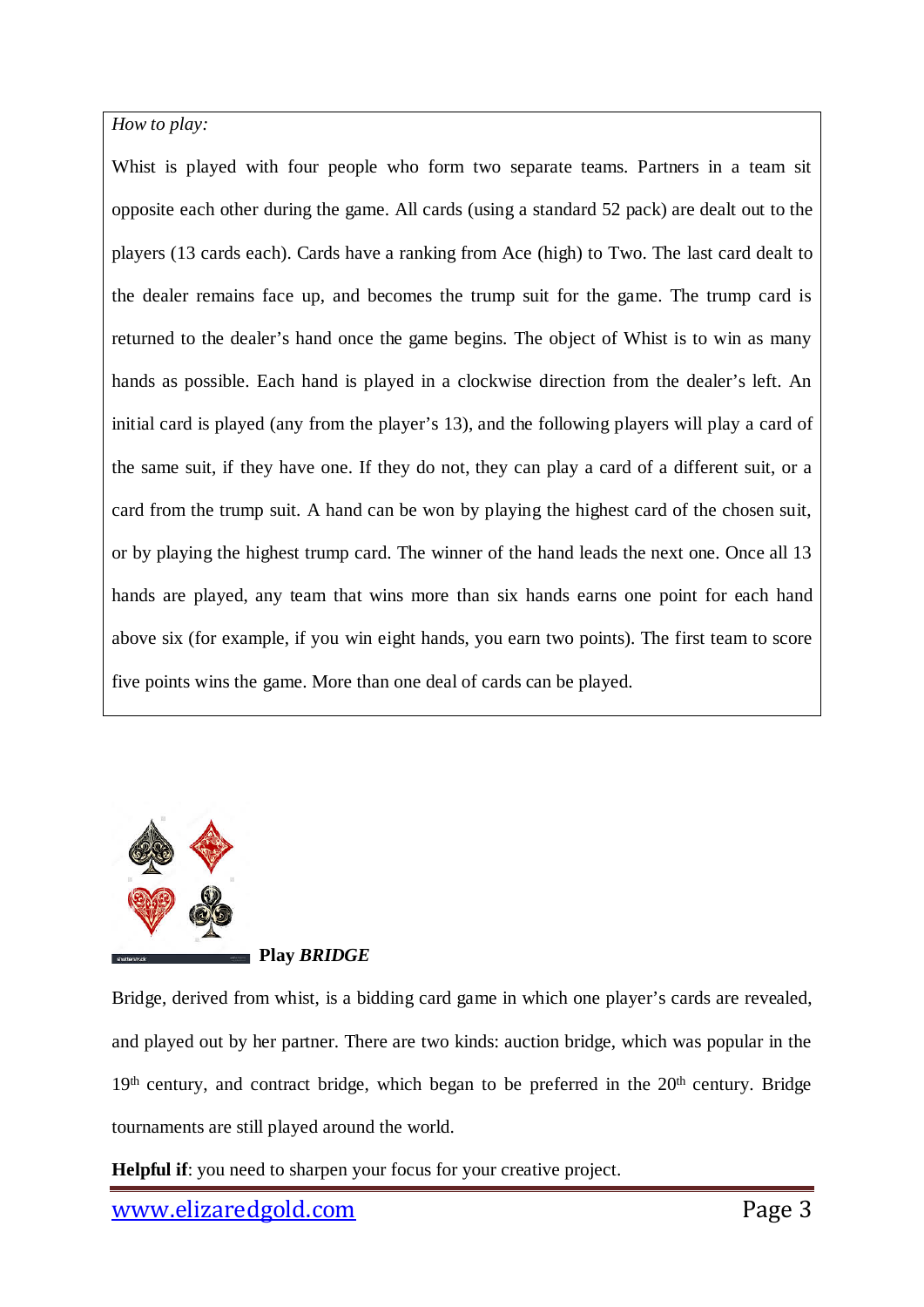*How to play:*

Whist is played with four people who form two separate teams. Partners in a team sit opposite each other during the game. All cards (using a standard 52 pack) are dealt out to the players (13 cards each). Cards have a ranking from Ace (high) to Two. The last card dealt to the dealer remains face up, and becomes the trump suit for the game. The trump card is returned to the dealer's hand once the game begins. The object of Whist is to win as many hands as possible. Each hand is played in a clockwise direction from the dealer's left. An initial card is played (any from the player's 13), and the following players will play a card of the same suit, if they have one. If they do not, they can play a card of a different suit, or a card from the trump suit. A hand can be won by playing the highest card of the chosen suit, or by playing the highest trump card. The winner of the hand leads the next one. Once all 13 hands are played, any team that wins more than six hands earns one point for each hand above six (for example, if you win eight hands, you earn two points). The first team to score five points wins the game. More than one deal of cards can be played.

**Play *BRIDGE***

Bridge, derived from whist, is a bidding card game in which one player's cards are revealed, and played out by her partner. There are two kinds: auction bridge, which was popular in the 19th century, and contract bridge, which began to be preferred in the 20th century. Bridge tournaments are still played around the world.

**Helpful if**: you need to sharpen your focus for your creative project.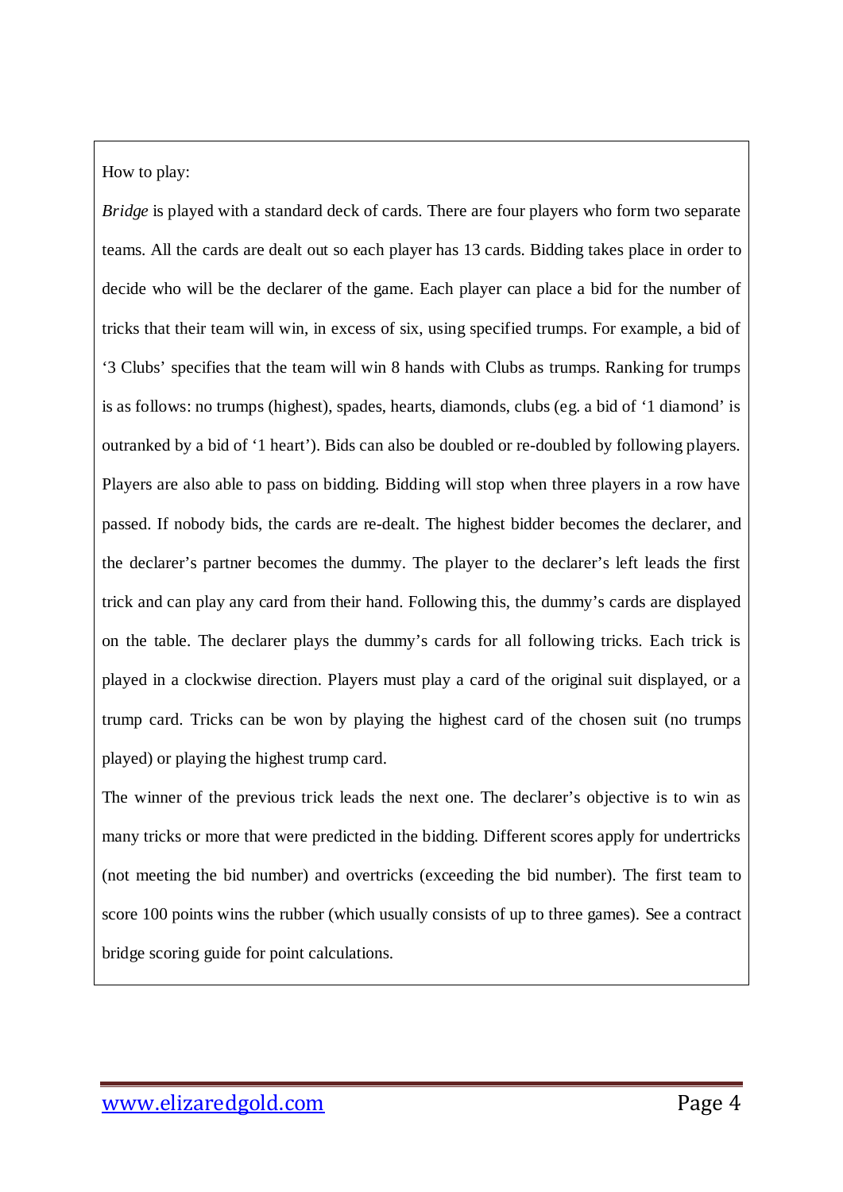How to play:

*Bridge* is played with a standard deck of cards. There are four players who form two separate teams. All the cards are dealt out so each player has 13 cards. Bidding takes place in order to decide who will be the declarer of the game. Each player can place a bid for the number of tricks that their team will win, in excess of six, using specified trumps. For example, a bid of '3 Clubs' specifies that the team will win 8 hands with Clubs as trumps. Ranking for trumps is as follows: no trumps (highest), spades, hearts, diamonds, clubs (eg. a bid of '1 diamond' is outranked by a bid of '1 heart'). Bids can also be doubled or re-doubled by following players. Players are also able to pass on bidding. Bidding will stop when three players in a row have passed. If nobody bids, the cards are re-dealt. The highest bidder becomes the declarer, and the declarer's partner becomes the dummy. The player to the declarer's left leads the first trick and can play any card from their hand. Following this, the dummy's cards are displayed on the table. The declarer plays the dummy's cards for all following tricks. Each trick is played in a clockwise direction. Players must play a card of the original suit displayed, or a trump card. Tricks can be won by playing the highest card of the chosen suit (no trumps played) or playing the highest trump card.

The winner of the previous trick leads the next one. The declarer's objective is to win as many tricks or more that were predicted in the bidding. Different scores apply for undertricks (not meeting the bid number) and overtricks (exceeding the bid number). The first team to score 100 points wins the rubber (which usually consists of up to three games). See a contract bridge scoring guide for point calculations.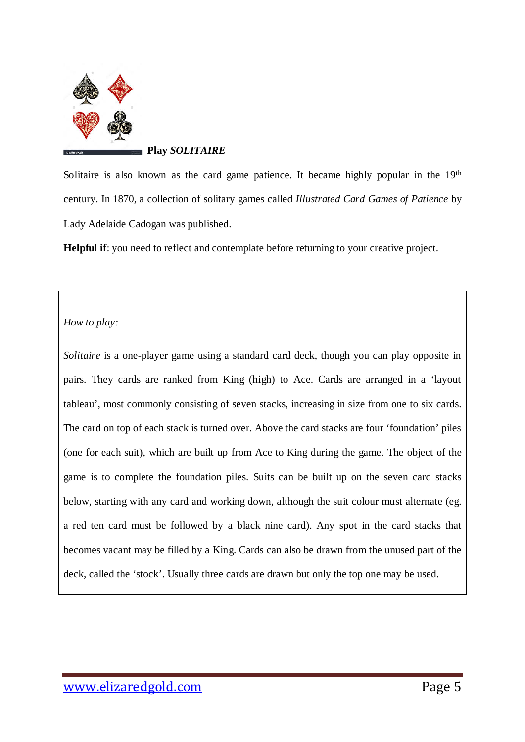**Play *SOLITAIRE***

Solitaire is also known as the card game patience. It became highly popular in the 19th century. In 1870, a collection of solitary games called *Illustrated Card Games of Patience* by Lady Adelaide Cadogan was published.

**Helpful if**: you need to reflect and contemplate before returning to your creative project.

*How to play:*

*Solitaire* is a one-player game using a standard card deck, though you can play opposite in pairs. They cards are ranked from King (high) to Ace. Cards are arranged in a 'layout tableau', most commonly consisting of seven stacks, increasing in size from one to six cards. The card on top of each stack is turned over. Above the card stacks are four 'foundation' piles (one for each suit), which are built up from Ace to King during the game. The object of the game is to complete the foundation piles. Suits can be built up on the seven card stacks below, starting with any card and working down, although the suit colour must alternate (eg. a red ten card must be followed by a black nine card). Any spot in the card stacks that becomes vacant may be filled by a King. Cards can also be drawn from the unused part of the deck, called the 'stock'. Usually three cards are drawn but only the top one may be used.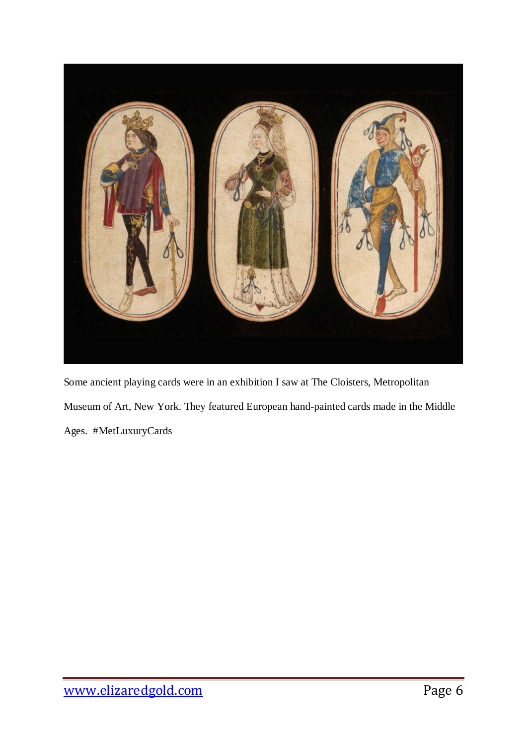Some ancient playing cards were in an exhibition I saw at The Cloisters, Metropolitan Museum of Art, New York. They featured European hand-painted cards made in the Middle Ages. #MetLuxuryCards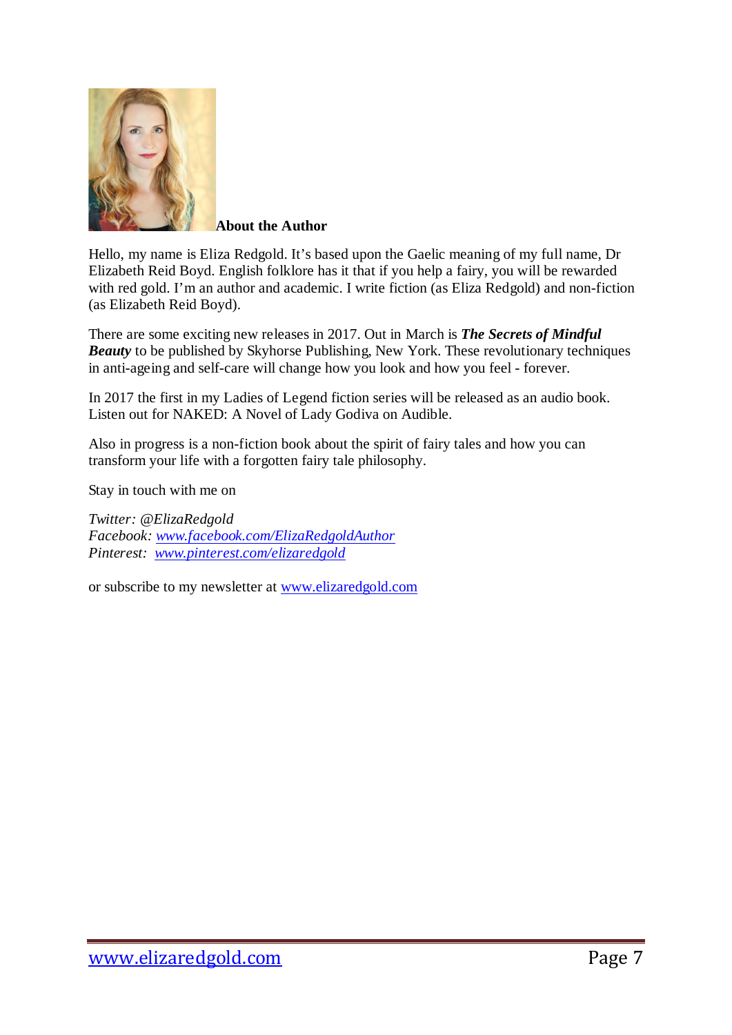**About the Author**

Hello, my name is Eliza Redgold. It's based upon the Gaelic meaning of my full name, Dr Elizabeth Reid Boyd. English folklore has it that if you help a fairy, you will be rewarded with red gold. I'm an author and academic. I write fiction (as Eliza Redgold) and non-fiction (as Elizabeth Reid Boyd).

There are some exciting new releases in 2017. Out in March is ***The Secrets of Mindful Beauty*** to be published by Skyhorse Publishing, New York. These revolutionary techniques in anti-ageing and self-care will change how you look and how you feel - forever.

In 2017 the first in my Ladies of Legend fiction series will be released as an audio book. Listen out for NAKED: A Novel of Lady Godiva on Audible.

Also in progress is a non-fiction book about the spirit of fairy tales and how you can transform your life with a forgotten fairy tale philosophy.

Stay in touch with me on

*Twitter: @ElizaRedgold*
*Facebook: [www.facebook.com/ElizaRedgoldAuthor](http://www.facebook.com/ElizaRedgoldAuthor)*
*Pinterest: [www.pinterest.com/elizaredgold](http://www.pinterest.com/elizaredgold)*

or subscribe to my newsletter at [www.elizaredgold.com](http://www.elizaredgold.com)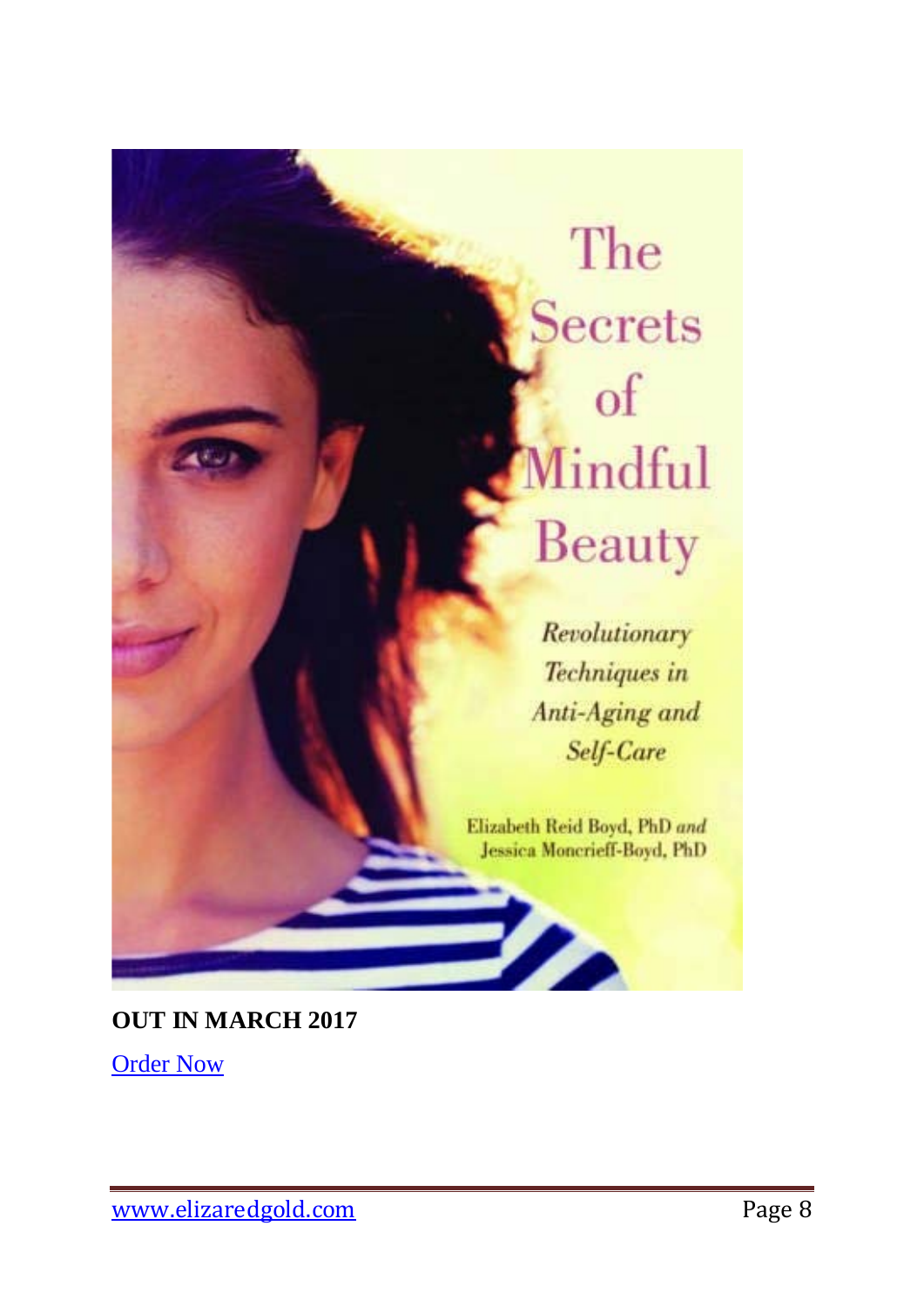The Secrets of Mindful Beauty

*Revolutionary Techniques in Anti-Aging and Self-Care*

Elizabeth Reid Boyd, PhD *and* Jessica Moncrieff-Boyd, PhD

**OUT IN MARCH 2017**

Order Now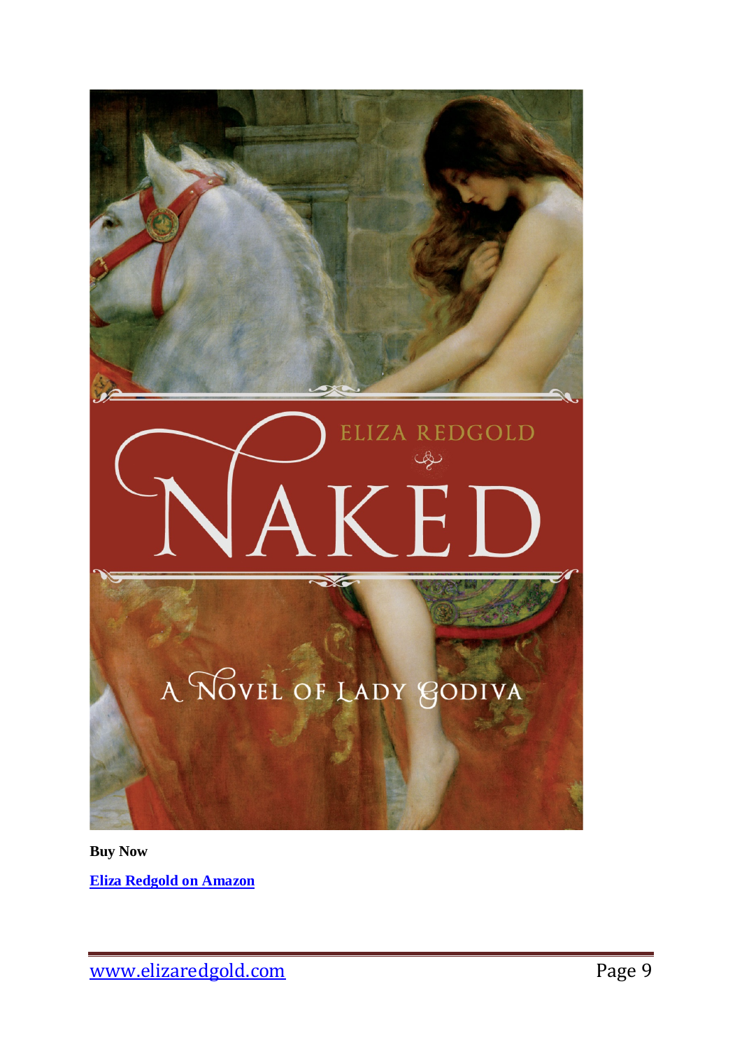**Buy Now**

**Eliza Redgold on Amazon**